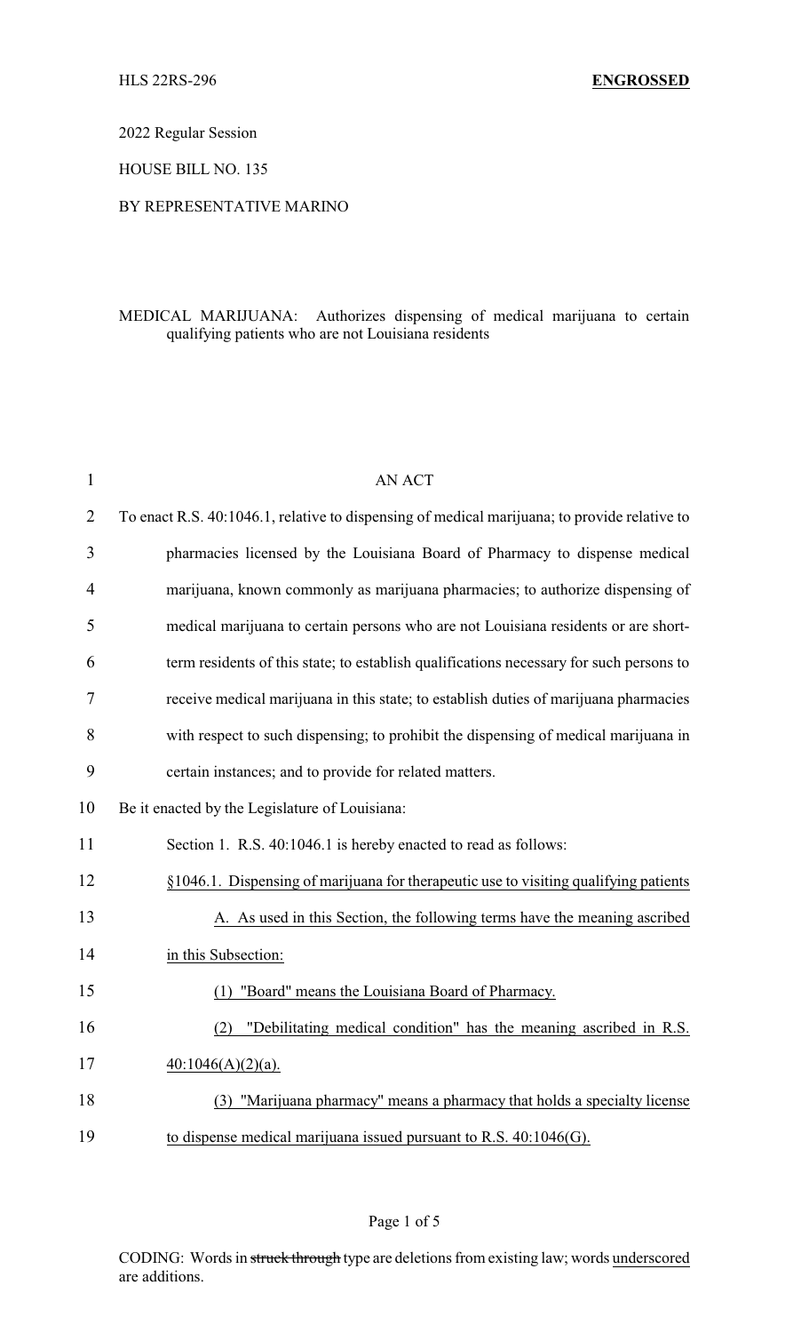HLS 22RS-296 **ENGROSSED**

2022 Regular Session

HOUSE BILL NO. 135

BY REPRESENTATIVE MARINO

MEDICAL MARIJUANA: Authorizes dispensing of medical marijuana to certain qualifying patients who are not Louisiana residents

AN ACT

To enact R.S. 40:1046.1, relative to dispensing of medical marijuana; to provide relative to pharmacies licensed by the Louisiana Board of Pharmacy to dispense medical marijuana, known commonly as marijuana pharmacies; to authorize dispensing of medical marijuana to certain persons who are not Louisiana residents or are short-term residents of this state; to establish qualifications necessary for such persons to receive medical marijuana in this state; to establish duties of marijuana pharmacies with respect to such dispensing; to prohibit the dispensing of medical marijuana in certain instances; and to provide for related matters.

Be it enacted by the Legislature of Louisiana:

Section 1. R.S. 40:1046.1 is hereby enacted to read as follows:

§1046.1. Dispensing of marijuana for therapeutic use to visiting qualifying patients

A. As used in this Section, the following terms have the meaning ascribed in this Subsection:

(1) "Board" means the Louisiana Board of Pharmacy.

(2) "Debilitating medical condition" has the meaning ascribed in R.S. 40:1046(A)(2)(a).

(3) "Marijuana pharmacy" means a pharmacy that holds a specialty license to dispense medical marijuana issued pursuant to R.S. 40:1046(G).

CODING: Words in ~~struck through~~ type are deletions from existing law; words underscored are additions.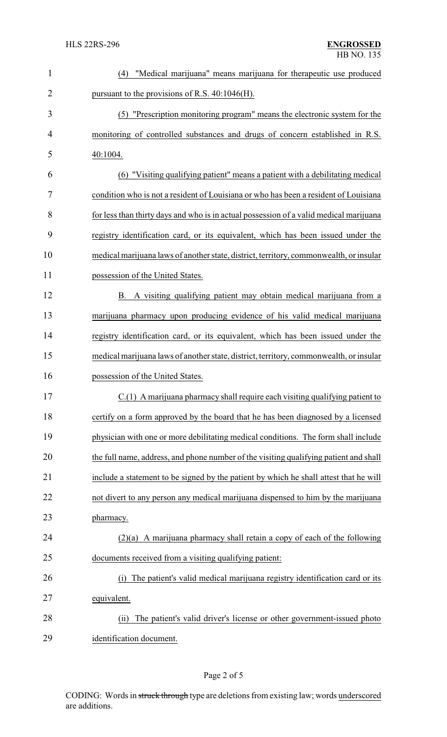(4) "Medical marijuana" means marijuana for therapeutic use produced pursuant to the provisions of R.S. 40:1046(H).

(5) "Prescription monitoring program" means the electronic system for the monitoring of controlled substances and drugs of concern established in R.S. 40:1004.

(6) "Visiting qualifying patient" means a patient with a debilitating medical condition who is not a resident of Louisiana or who has been a resident of Louisiana for less than thirty days and who is in actual possession of a valid medical marijuana registry identification card, or its equivalent, which has been issued under the medical marijuana laws of another state, district, territory, commonwealth, or insular possession of the United States.

B. A visiting qualifying patient may obtain medical marijuana from a marijuana pharmacy upon producing evidence of his valid medical marijuana registry identification card, or its equivalent, which has been issued under the medical marijuana laws of another state, district, territory, commonwealth, or insular possession of the United States.

C.(1) A marijuana pharmacy shall require each visiting qualifying patient to certify on a form approved by the board that he has been diagnosed by a licensed physician with one or more debilitating medical conditions. The form shall include the full name, address, and phone number of the visiting qualifying patient and shall include a statement to be signed by the patient by which he shall attest that he will not divert to any person any medical marijuana dispensed to him by the marijuana pharmacy.

(2)(a) A marijuana pharmacy shall retain a copy of each of the following documents received from a visiting qualifying patient:

(i) The patient's valid medical marijuana registry identification card or its equivalent.

(ii) The patient's valid driver's license or other government-issued photo identification document.

CODING: Words in struck through type are deletions from existing law; words underscored are additions.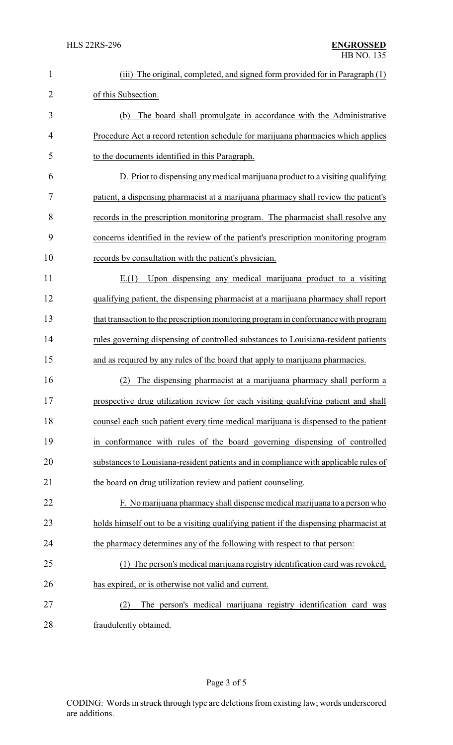(iii) The original, completed, and signed form provided for in Paragraph (1) of this Subsection.

(b) The board shall promulgate in accordance with the Administrative Procedure Act a record retention schedule for marijuana pharmacies which applies to the documents identified in this Paragraph.

D. Prior to dispensing any medical marijuana product to a visiting qualifying patient, a dispensing pharmacist at a marijuana pharmacy shall review the patient's records in the prescription monitoring program. The pharmacist shall resolve any concerns identified in the review of the patient's prescription monitoring program records by consultation with the patient's physician.

E.(1) Upon dispensing any medical marijuana product to a visiting qualifying patient, the dispensing pharmacist at a marijuana pharmacy shall report that transaction to the prescription monitoring program in conformance with program rules governing dispensing of controlled substances to Louisiana-resident patients and as required by any rules of the board that apply to marijuana pharmacies.

(2) The dispensing pharmacist at a marijuana pharmacy shall perform a prospective drug utilization review for each visiting qualifying patient and shall counsel each such patient every time medical marijuana is dispensed to the patient in conformance with rules of the board governing dispensing of controlled substances to Louisiana-resident patients and in compliance with applicable rules of the board on drug utilization review and patient counseling.

F. No marijuana pharmacy shall dispense medical marijuana to a person who holds himself out to be a visiting qualifying patient if the dispensing pharmacist at the pharmacy determines any of the following with respect to that person:

(1) The person's medical marijuana registry identification card was revoked, has expired, or is otherwise not valid and current.

(2) The person's medical marijuana registry identification card was fraudulently obtained.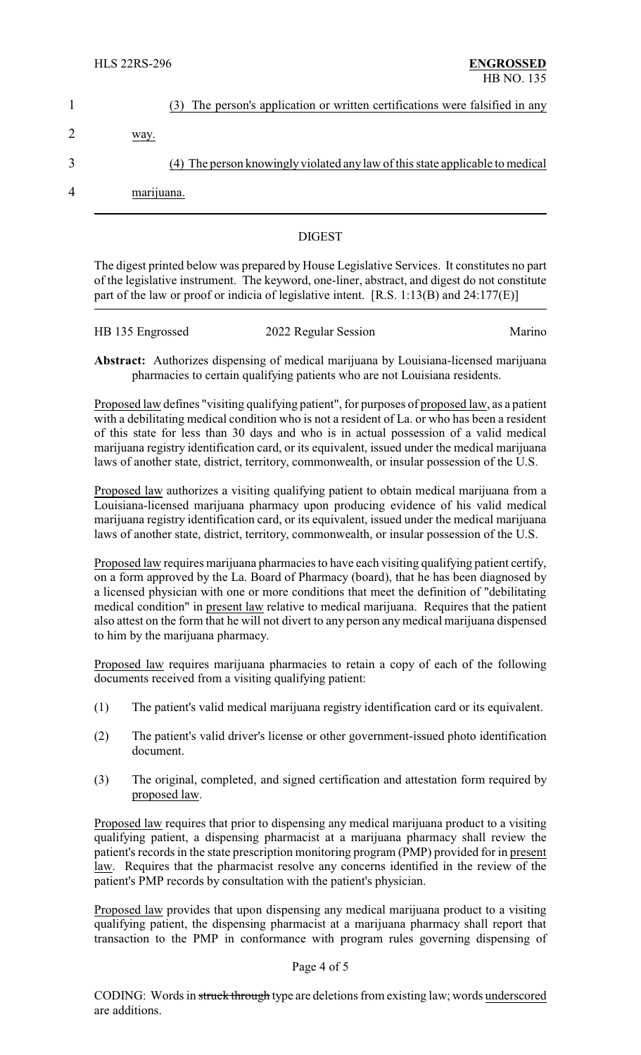(3) The person's application or written certifications were falsified in any way.

(4) The person knowingly violated any law of this state applicable to medical marijuana.

## DIGEST

The digest printed below was prepared by House Legislative Services. It constitutes no part of the legislative instrument. The keyword, one-liner, abstract, and digest do not constitute part of the law or proof or indicia of legislative intent. [R.S. 1:13(B) and 24:177(E)]

HB 135 Engrossed — 2022 Regular Session — Marino

**Abstract:** Authorizes dispensing of medical marijuana by Louisiana-licensed marijuana pharmacies to certain qualifying patients who are not Louisiana residents.

Proposed law defines "visiting qualifying patient", for purposes of proposed law, as a patient with a debilitating medical condition who is not a resident of La. or who has been a resident of this state for less than 30 days and who is in actual possession of a valid medical marijuana registry identification card, or its equivalent, issued under the medical marijuana laws of another state, district, territory, commonwealth, or insular possession of the U.S.

Proposed law authorizes a visiting qualifying patient to obtain medical marijuana from a Louisiana-licensed marijuana pharmacy upon producing evidence of his valid medical marijuana registry identification card, or its equivalent, issued under the medical marijuana laws of another state, district, territory, commonwealth, or insular possession of the U.S.

Proposed law requires marijuana pharmacies to have each visiting qualifying patient certify, on a form approved by the La. Board of Pharmacy (board), that he has been diagnosed by a licensed physician with one or more conditions that meet the definition of "debilitating medical condition" in present law relative to medical marijuana. Requires that the patient also attest on the form that he will not divert to any person any medical marijuana dispensed to him by the marijuana pharmacy.

Proposed law requires marijuana pharmacies to retain a copy of each of the following documents received from a visiting qualifying patient:

(1) The patient's valid medical marijuana registry identification card or its equivalent.

(2) The patient's valid driver's license or other government-issued photo identification document.

(3) The original, completed, and signed certification and attestation form required by proposed law.

Proposed law requires that prior to dispensing any medical marijuana product to a visiting qualifying patient, a dispensing pharmacist at a marijuana pharmacy shall review the patient's records in the state prescription monitoring program (PMP) provided for in present law. Requires that the pharmacist resolve any concerns identified in the review of the patient's PMP records by consultation with the patient's physician.

Proposed law provides that upon dispensing any medical marijuana product to a visiting qualifying patient, the dispensing pharmacist at a marijuana pharmacy shall report that transaction to the PMP in conformance with program rules governing dispensing of

CODING: Words in ~~struck through~~ type are deletions from existing law; words underscored are additions.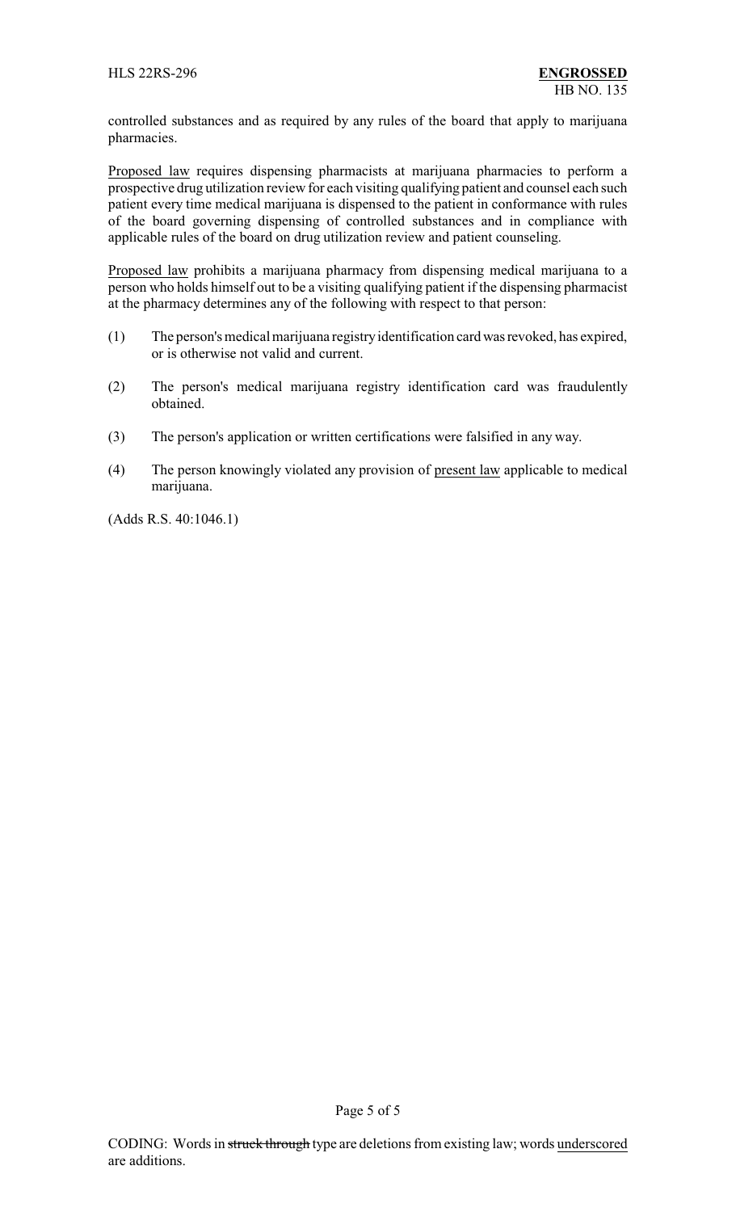controlled substances and as required by any rules of the board that apply to marijuana pharmacies.

Proposed law requires dispensing pharmacists at marijuana pharmacies to perform a prospective drug utilization review for each visiting qualifying patient and counsel each such patient every time medical marijuana is dispensed to the patient in conformance with rules of the board governing dispensing of controlled substances and in compliance with applicable rules of the board on drug utilization review and patient counseling.

Proposed law prohibits a marijuana pharmacy from dispensing medical marijuana to a person who holds himself out to be a visiting qualifying patient if the dispensing pharmacist at the pharmacy determines any of the following with respect to that person:

(1) The person's medical marijuana registry identification card was revoked, has expired, or is otherwise not valid and current.

(2) The person's medical marijuana registry identification card was fraudulently obtained.

(3) The person's application or written certifications were falsified in any way.

(4) The person knowingly violated any provision of present law applicable to medical marijuana.

(Adds R.S. 40:1046.1)